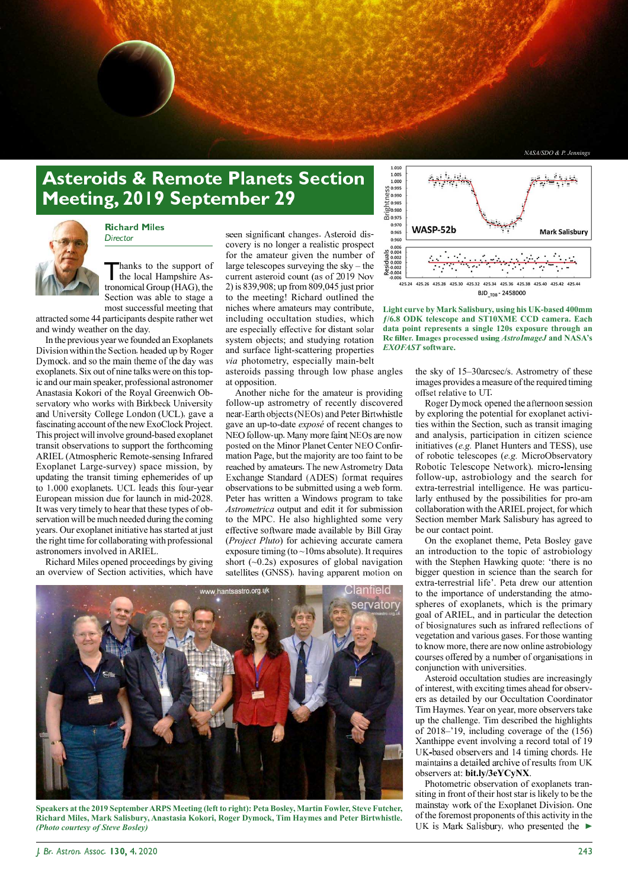NASA/SDO & P. Jennings

# Asteroids & Remote Planets Section Meeting, 2019 September 29

**Richard Miles**
*Director*

Thanks to the support of the local Hampshire Astronomical Group (HAG), the Section was able to stage a most successful meeting that attracted some 44 participants despite rather wet and windy weather on the day.

In the previous year we founded an Exoplanets Division within the Section, headed up by Roger Dymock, and so the main theme of the day was exoplanets. Six out of nine talks were on this topic and our main speaker, professional astronomer Anastasia Kokori of the Royal Greenwich Observatory who works with Birkbeck University and University College London (UCL), gave a fascinating account of the new ExoClock Project. This project will involve ground-based exoplanet transit observations to support the forthcoming ARIEL (Atmospheric Remote-sensing Infrared Exoplanet Large-survey) space mission, by updating the transit timing ephemerides of up to 1,000 exoplanets. UCL leads this four-year European mission due for launch in mid-2028. It was very timely to hear that these types of observation will be much needed during the coming years. Our exoplanet initiative has started at just the right time for collaborating with professional astronomers involved in ARIEL.

Richard Miles opened proceedings by giving an overview of Section activities, which have seen significant changes. Asteroid discovery is no longer a realistic prospect for the amateur given the number of large telescopes surveying the sky – the current asteroid count (as of 2019 Nov 2) is 839,908; up from 809,045 just prior to the meeting! Richard outlined the niches where amateurs may contribute, including occultation studies, which are especially effective for distant solar system objects; and studying rotation and surface light-scattering properties *via* photometry, especially main-belt asteroids passing through low phase angles at opposition.

Another niche for the amateur is providing follow-up astrometry of recently discovered near-Earth objects (NEOs) and Peter Birtwhistle gave an up-to-date *exposé* of recent changes to NEO follow-up. Many more faint NEOs are now posted on the Minor Planet Center NEO Confirmation Page, but the majority are too faint to be reached by amateurs. The new Astrometry Data Exchange Standard (ADES) format requires observations to be submitted using a web form. Peter has written a Windows program to take *Astrometrica* output and edit it for submission to the MPC. He also highlighted some very effective software made available by Bill Gray (*Project Pluto*) for achieving accurate camera exposure timing (to ~10ms absolute). It requires short (~0.2s) exposures of global navigation satellites (GNSS), having apparent motion on the sky of 15–30arcsec/s. Astrometry of these images provides a measure of the required timing offset relative to UT.

WASP-52b
Mark Salisbury
Brightness
1.010
1.005
1.000
0.995
0.990
0.985
0.980
0.975
0.970
0.965
0.960
Residuals
0.006
0.004
0.002
0.000
-0.002
-0.004
-0.006
425.24 425.26 425.28 425.30 425.32 425.34 425.36 425.38 425.40 425.42 425.44
BJD_TDB - 2458000

**Light curve by Mark Salisbury, using his UK-based 400mm *f*/6.8 ODK telescope and ST10XME CCD camera. Each data point represents a single 120s exposure through an Rc filter. Images processed using *AstroImageJ* and NASA's *EXOFAST* software.**

Roger Dymock opened the afternoon session by exploring the potential for exoplanet activities within the Section, such as transit imaging and analysis, participation in citizen science initiatives (*e.g.* Planet Hunters and TESS), use of robotic telescopes (*e.g.* MicroObservatory Robotic Telescope Network), micro-lensing follow-up, astrobiology and the search for extra-terrestrial intelligence. He was particularly enthused by the possibilities for pro-am collaboration with the ARIEL project, for which Section member Mark Salisbury has agreed to be our contact point.

On the exoplanet theme, Peta Bosley gave an introduction to the topic of astrobiology with the Stephen Hawking quote: 'there is no bigger question in science than the search for extra-terrestrial life'. Peta drew our attention to the importance of understanding the atmospheres of exoplanets, which is the primary goal of ARIEL, and in particular the detection of biosignatures such as infrared reflections of vegetation and various gases. For those wanting to know more, there are now online astrobiology courses offered by a number of organisations in conjunction with universities.

Asteroid occultation studies are increasingly of interest, with exciting times ahead for observers as detailed by our Occultation Coordinator Tim Haymes. Year on year, more observers take up the challenge. Tim described the highlights of 2018–'19, including coverage of the (156) Xanthippe event involving a record total of 19 UK-based observers and 14 timing chords. He maintains a detailed archive of results from UK observers at: **bit.ly/3eYCyNX**.

Photometric observation of exoplanets transiting in front of their host star is likely to be the mainstay work of the Exoplanet Division. One of the foremost proponents of this activity in the UK is Mark Salisbury, who presented the ►

**Speakers at the 2019 September ARPS Meeting (left to right): Peta Bosley, Martin Fowler, Steve Futcher, Richard Miles, Mark Salisbury, Anastasia Kokori, Roger Dymock, Tim Haymes and Peter Birtwhistle.** ***(Photo courtesy of Steve Bosley)***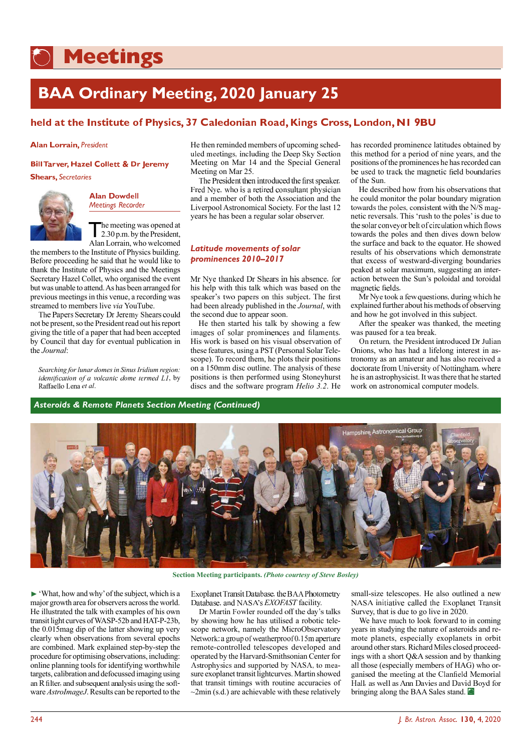# Meetings

## BAA Ordinary Meeting, 2020 January 25

### held at the Institute of Physics, 37 Caledonian Road, Kings Cross, London, N1 9BU

**Alan Lorrain,** *President*

**Bill Tarver, Hazel Collett & Dr Jeremy Shears,** *Secretaries*

**Alan Dowdell**
*Meetings Recorder*

The meeting was opened at 2.30 p.m. by the President, Alan Lorrain, who welcomed the members to the Institute of Physics building. Before proceeding he said that he would like to thank the Institute of Physics and the Meetings Secretary Hazel Collet, who organised the event but was unable to attend. As has been arranged for previous meetings in this venue, a recording was streamed to members live *via* YouTube.

The Papers Secretary Dr Jeremy Shears could not be present, so the President read out his report giving the title of a paper that had been accepted by Council that day for eventual publication in the *Journal*:

*Searching for lunar domes in Sinus Iridium region: identification of a volcanic dome termed L1*, by Raffaello Lena *et al.*

He then reminded members of upcoming scheduled meetings, including the Deep Sky Section Meeting on Mar 14 and the Special General Meeting on Mar 25.

The President then introduced the first speaker, Fred Nye, who is a retired consultant physician and a member of both the Association and the Liverpool Astronomical Society. For the last 12 years he has been a regular solar observer.

### *Latitude movements of solar prominences 2010–2017*

Mr Nye thanked Dr Shears in his absence, for his help with this talk which was based on the speaker's two papers on this subject. The first had been already published in the *Journal*, with the second due to appear soon.

He then started his talk by showing a few images of solar prominences and filaments. His work is based on his visual observation of these features, using a PST (Personal Solar Telescope). To record them, he plots their positions on a 150mm disc outline. The analysis of these positions is then performed using Stoneyhurst discs and the software program *Helio 3.2*. He has recorded prominence latitudes obtained by this method for a period of nine years, and the positions of the prominences he has recorded can be used to track the magnetic field boundaries of the Sun.

He described how from his observations that he could monitor the polar boundary migration towards the poles, consistent with the N/S magnetic reversals. This 'rush to the poles' is due to the solar conveyor belt of circulation which flows towards the poles and then dives down below the surface and back to the equator. He showed results of his observations which demonstrate that excess of westward-diverging boundaries peaked at solar maximum, suggesting an interaction between the Sun's poloidal and toroidal magnetic fields.

Mr Nye took a few questions, during which he explained further about his methods of observing and how he got involved in this subject.

After the speaker was thanked, the meeting was paused for a tea break.

On return, the President introduced Dr Julian Onions, who has had a lifelong interest in astronomy as an amateur and has also received a doctorate from University of Nottingham, where he is an astrophysicist. It was there that he started work on astronomical computer models.

### *Asteroids & Remote Planets Section Meeting (Continued)*

Section Meeting participants. *(Photo courtesy of Steve Bosley)*

► 'What, how and why' of the subject, which is a major growth area for observers across the world. He illustrated the talk with examples of his own transit light curves of WASP-52b and HAT-P-23b, the 0.015mag dip of the latter showing up very clearly when observations from several epochs are combined. Mark explained step-by-step the procedure for optimising observations, including: online planning tools for identifying worthwhile targets, calibration and defocussed imaging using an R filter, and subsequent analysis using the software *AstroImageJ*. Results can be reported to the Exoplanet Transit Database, the BAA Photometry Database, and NASA's *EXOFAST* facility.

Dr Martin Fowler rounded off the day's talks by showing how he has utilised a robotic telescope network, namely the MicroObservatory Network: a group of weatherproof 0.15m aperture remote-controlled telescopes developed and operated by the Harvard-Smithsonian Center for Astrophysics and supported by NASA, to measure exoplanet transit lightcurves. Martin showed that transit timings with routine accuracies of ~2min (s.d.) are achievable with these relatively small-size telescopes. He also outlined a new NASA initiative called the Exoplanet Transit Survey, that is due to go live in 2020.

We have much to look forward to in coming years in studying the nature of asteroids and remote planets, especially exoplanets in orbit around other stars. Richard Miles closed proceedings with a short Q&A session and by thanking all those (especially members of HAG) who organised the meeting at the Clanfield Memorial Hall, as well as Ann Davies and David Boyd for bringing along the BAA Sales stand.